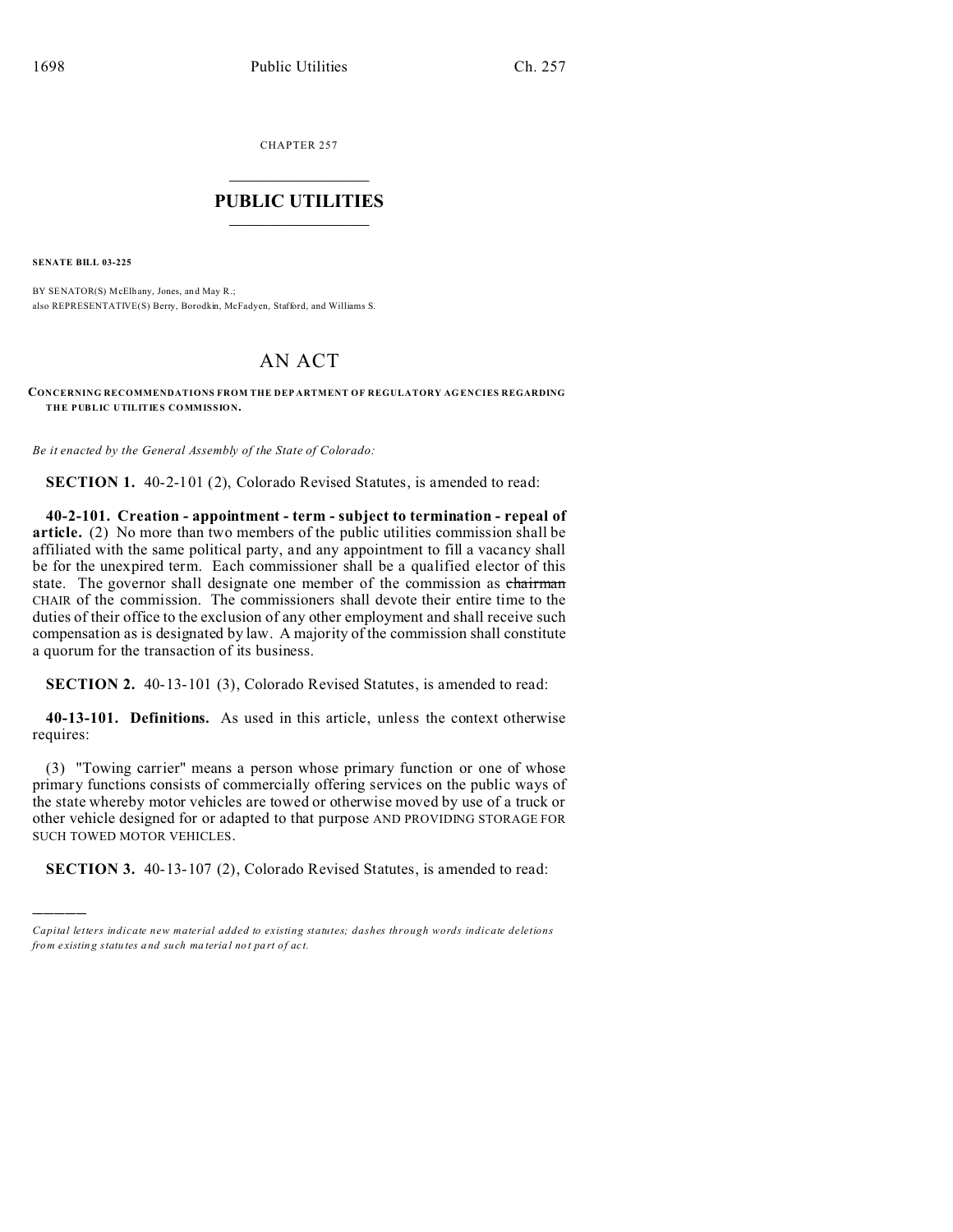CHAPTER 257

# PUBLIC UTILITIES

**SENATE BILL 03-225**

BY SENATOR(S) McElhany, Jones, and May R.;
also REPRESENTATIVE(S) Berry, Borodkin, McFadyen, Stafford, and Williams S.

# AN ACT

**CONCERNING RECOMMENDATIONS FROM THE DEPARTMENT OF REGULATORY AGENCIES REGARDING THE PUBLIC UTILITIES COMMISSION.**

*Be it enacted by the General Assembly of the State of Colorado:*

**SECTION 1.** 40-2-101 (2), Colorado Revised Statutes, is amended to read:

**40-2-101. Creation - appointment - term - subject to termination - repeal of article.** (2) No more than two members of the public utilities commission shall be affiliated with the same political party, and any appointment to fill a vacancy shall be for the unexpired term. Each commissioner shall be a qualified elector of this state. The governor shall designate one member of the commission as ~~chairman~~ CHAIR of the commission. The commissioners shall devote their entire time to the duties of their office to the exclusion of any other employment and shall receive such compensation as is designated by law. A majority of the commission shall constitute a quorum for the transaction of its business.

**SECTION 2.** 40-13-101 (3), Colorado Revised Statutes, is amended to read:

**40-13-101. Definitions.** As used in this article, unless the context otherwise requires:

(3) "Towing carrier" means a person whose primary function or one of whose primary functions consists of commercially offering services on the public ways of the state whereby motor vehicles are towed or otherwise moved by use of a truck or other vehicle designed for or adapted to that purpose AND PROVIDING STORAGE FOR SUCH TOWED MOTOR VEHICLES.

**SECTION 3.** 40-13-107 (2), Colorado Revised Statutes, is amended to read:

---

*Capital letters indicate new material added to existing statutes; dashes through words indicate deletions from existing statutes and such material not part of act.*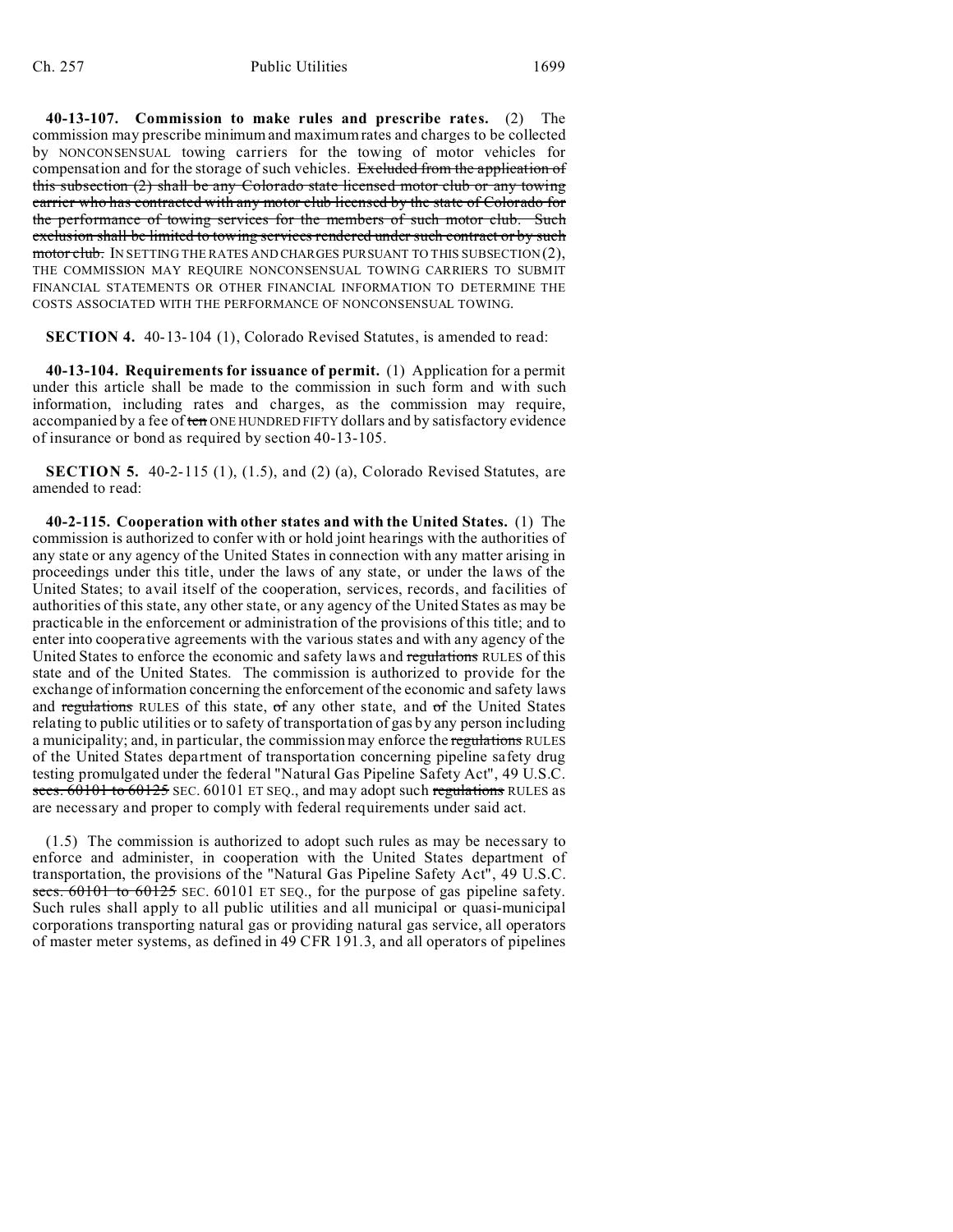**40-13-107. Commission to make rules and prescribe rates.** (2) The commission may prescribe minimum and maximum rates and charges to be collected by NONCONSENSUAL towing carriers for the towing of motor vehicles for compensation and for the storage of such vehicles. ~~Excluded from the application of this subsection (2) shall be any Colorado state licensed motor club or any towing carrier who has contracted with any motor club licensed by the state of Colorado for the performance of towing services for the members of such motor club. Such exclusion shall be limited to towing services rendered under such contract or by such motor club.~~ IN SETTING THE RATES AND CHARGES PURSUANT TO THIS SUBSECTION (2), THE COMMISSION MAY REQUIRE NONCONSENSUAL TOWING CARRIERS TO SUBMIT FINANCIAL STATEMENTS OR OTHER FINANCIAL INFORMATION TO DETERMINE THE COSTS ASSOCIATED WITH THE PERFORMANCE OF NONCONSENSUAL TOWING.

**SECTION 4.** 40-13-104 (1), Colorado Revised Statutes, is amended to read:

**40-13-104. Requirements for issuance of permit.** (1) Application for a permit under this article shall be made to the commission in such form and with such information, including rates and charges, as the commission may require, accompanied by a fee of ~~ten~~ ONE HUNDRED FIFTY dollars and by satisfactory evidence of insurance or bond as required by section 40-13-105.

**SECTION 5.** 40-2-115 (1), (1.5), and (2) (a), Colorado Revised Statutes, are amended to read:

**40-2-115. Cooperation with other states and with the United States.** (1) The commission is authorized to confer with or hold joint hearings with the authorities of any state or any agency of the United States in connection with any matter arising in proceedings under this title, under the laws of any state, or under the laws of the United States; to avail itself of the cooperation, services, records, and facilities of authorities of this state, any other state, or any agency of the United States as may be practicable in the enforcement or administration of the provisions of this title; and to enter into cooperative agreements with the various states and with any agency of the United States to enforce the economic and safety laws and ~~regulations~~ RULES of this state and of the United States. The commission is authorized to provide for the exchange of information concerning the enforcement of the economic and safety laws and ~~regulations~~ RULES of this state, ~~of~~ any other state, and ~~of~~ the United States relating to public utilities or to safety of transportation of gas by any person including a municipality; and, in particular, the commission may enforce the ~~regulations~~ RULES of the United States department of transportation concerning pipeline safety drug testing promulgated under the federal "Natural Gas Pipeline Safety Act", 49 U.S.C. ~~secs. 60101 to 60125~~ SEC. 60101 ET SEQ., and may adopt such ~~regulations~~ RULES as are necessary and proper to comply with federal requirements under said act.

(1.5) The commission is authorized to adopt such rules as may be necessary to enforce and administer, in cooperation with the United States department of transportation, the provisions of the "Natural Gas Pipeline Safety Act", 49 U.S.C. ~~secs. 60101 to 60125~~ SEC. 60101 ET SEQ., for the purpose of gas pipeline safety. Such rules shall apply to all public utilities and all municipal or quasi-municipal corporations transporting natural gas or providing natural gas service, all operators of master meter systems, as defined in 49 CFR 191.3, and all operators of pipelines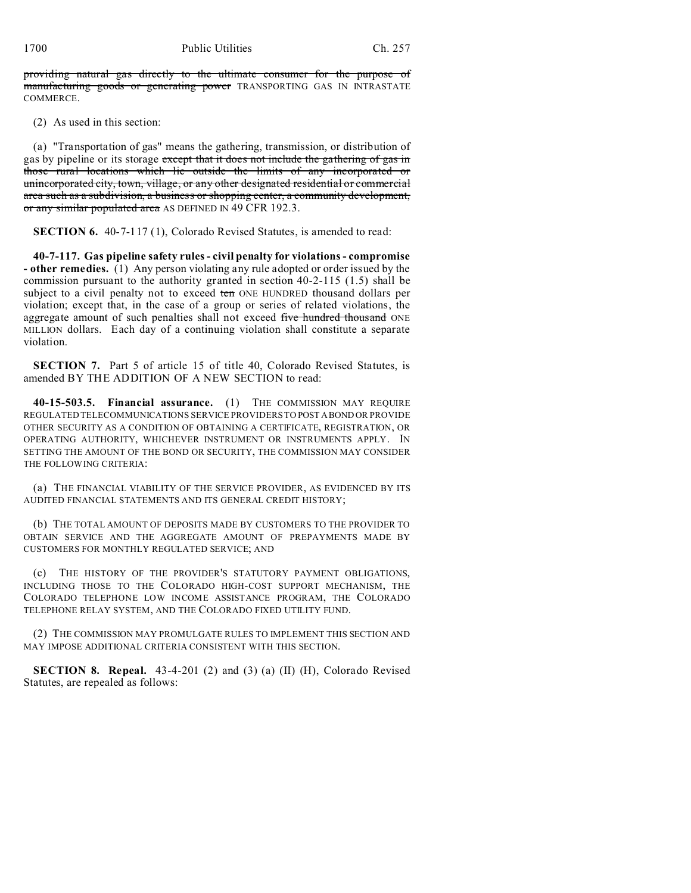~~providing natural gas directly to the ultimate consumer for the purpose of manufacturing goods or generating power~~ TRANSPORTING GAS IN INTRASTATE COMMERCE.

(2) As used in this section:

(a) "Transportation of gas" means the gathering, transmission, or distribution of gas by pipeline or its storage ~~except that it does not include the gathering of gas in those rural locations which lie outside the limits of any incorporated or unincorporated city, town, village, or any other designated residential or commercial area such as a subdivision, a business or shopping center, a community development, or any similar populated area~~ AS DEFINED IN 49 CFR 192.3.

**SECTION 6.** 40-7-117 (1), Colorado Revised Statutes, is amended to read:

**40-7-117. Gas pipeline safety rules - civil penalty for violations - compromise - other remedies.** (1) Any person violating any rule adopted or order issued by the commission pursuant to the authority granted in section 40-2-115 (1.5) shall be subject to a civil penalty not to exceed ~~ten~~ ONE HUNDRED thousand dollars per violation; except that, in the case of a group or series of related violations, the aggregate amount of such penalties shall not exceed ~~five hundred thousand~~ ONE MILLION dollars. Each day of a continuing violation shall constitute a separate violation.

**SECTION 7.** Part 5 of article 15 of title 40, Colorado Revised Statutes, is amended BY THE ADDITION OF A NEW SECTION to read:

**40-15-503.5. Financial assurance.** (1) THE COMMISSION MAY REQUIRE REGULATED TELECOMMUNICATIONS SERVICE PROVIDERS TO POST A BOND OR PROVIDE OTHER SECURITY AS A CONDITION OF OBTAINING A CERTIFICATE, REGISTRATION, OR OPERATING AUTHORITY, WHICHEVER INSTRUMENT OR INSTRUMENTS APPLY. IN SETTING THE AMOUNT OF THE BOND OR SECURITY, THE COMMISSION MAY CONSIDER THE FOLLOWING CRITERIA:

(a) THE FINANCIAL VIABILITY OF THE SERVICE PROVIDER, AS EVIDENCED BY ITS AUDITED FINANCIAL STATEMENTS AND ITS GENERAL CREDIT HISTORY;

(b) THE TOTAL AMOUNT OF DEPOSITS MADE BY CUSTOMERS TO THE PROVIDER TO OBTAIN SERVICE AND THE AGGREGATE AMOUNT OF PREPAYMENTS MADE BY CUSTOMERS FOR MONTHLY REGULATED SERVICE; AND

(c) THE HISTORY OF THE PROVIDER'S STATUTORY PAYMENT OBLIGATIONS, INCLUDING THOSE TO THE COLORADO HIGH-COST SUPPORT MECHANISM, THE COLORADO TELEPHONE LOW INCOME ASSISTANCE PROGRAM, THE COLORADO TELEPHONE RELAY SYSTEM, AND THE COLORADO FIXED UTILITY FUND.

(2) THE COMMISSION MAY PROMULGATE RULES TO IMPLEMENT THIS SECTION AND MAY IMPOSE ADDITIONAL CRITERIA CONSISTENT WITH THIS SECTION.

**SECTION 8. Repeal.** 43-4-201 (2) and (3) (a) (II) (H), Colorado Revised Statutes, are repealed as follows: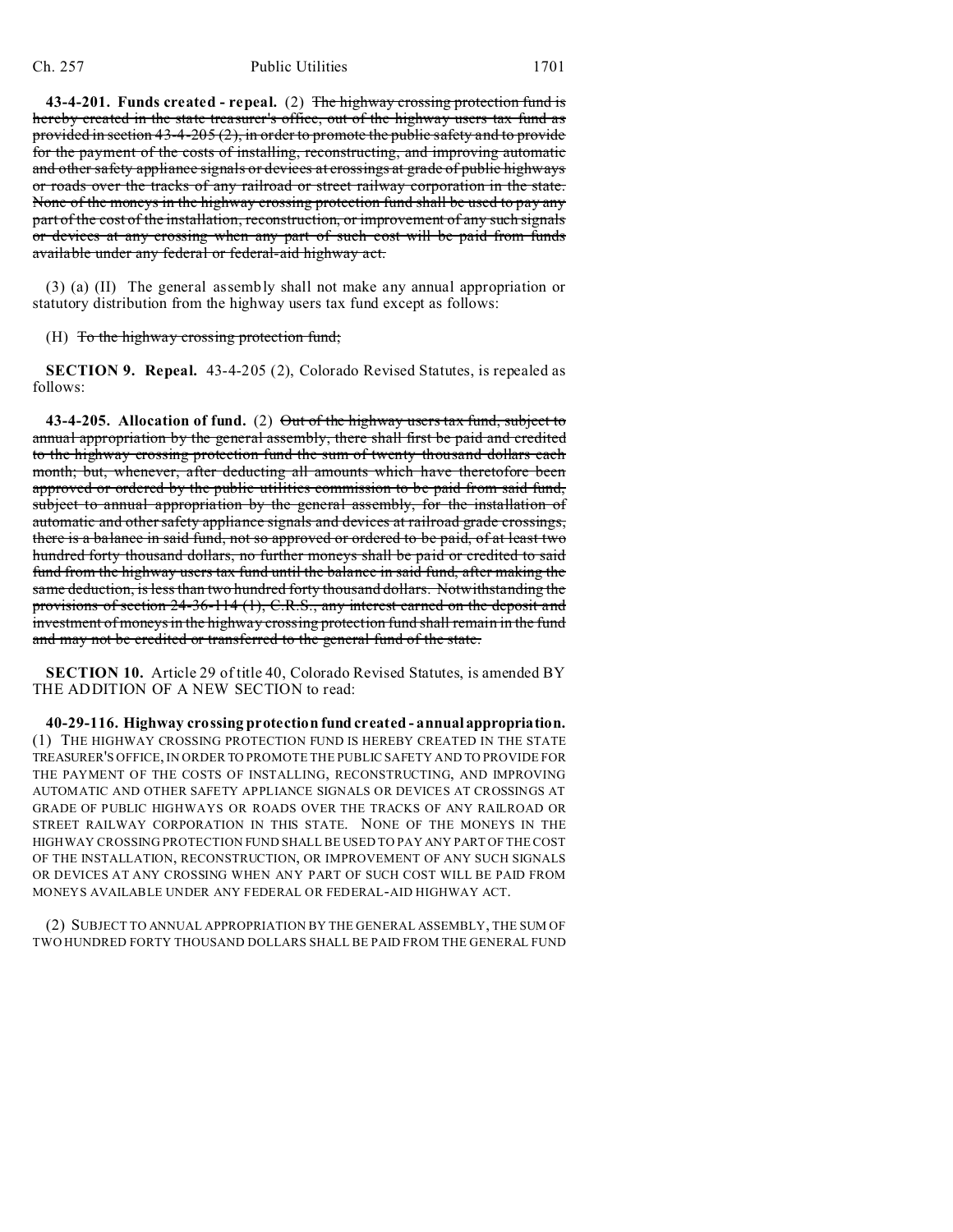**43-4-201. Funds created - repeal.** (2) ~~The highway crossing protection fund is hereby created in the state treasurer's office, out of the highway users tax fund as provided in section 43-4-205 (2), in order to promote the public safety and to provide for the payment of the costs of installing, reconstructing, and improving automatic and other safety appliance signals or devices at crossings at grade of public highways or roads over the tracks of any railroad or street railway corporation in the state. None of the moneys in the highway crossing protection fund shall be used to pay any part of the cost of the installation, reconstruction, or improvement of any such signals or devices at any crossing when any part of such cost will be paid from funds available under any federal or federal-aid highway act.~~

(3) (a) (II) The general assembly shall not make any annual appropriation or statutory distribution from the highway users tax fund except as follows:

(H) ~~To the highway crossing protection fund;~~

**SECTION 9. Repeal.** 43-4-205 (2), Colorado Revised Statutes, is repealed as follows:

**43-4-205. Allocation of fund.** (2) ~~Out of the highway users tax fund, subject to annual appropriation by the general assembly, there shall first be paid and credited to the highway crossing protection fund the sum of twenty thousand dollars each month; but, whenever, after deducting all amounts which have theretofore been approved or ordered by the public utilities commission to be paid from said fund, subject to annual appropriation by the general assembly, for the installation of automatic and other safety appliance signals and devices at railroad grade crossings, there is a balance in said fund, not so approved or ordered to be paid, of at least two hundred forty thousand dollars, no further moneys shall be paid or credited to said fund from the highway users tax fund until the balance in said fund, after making the same deduction, is less than two hundred forty thousand dollars. Notwithstanding the provisions of section 24-36-114 (1), C.R.S., any interest earned on the deposit and investment of moneys in the highway crossing protection fund shall remain in the fund and may not be credited or transferred to the general fund of the state.~~

**SECTION 10.** Article 29 of title 40, Colorado Revised Statutes, is amended BY THE ADDITION OF A NEW SECTION to read:

**40-29-116. Highway crossing protection fund created - annual appropriation.** (1) THE HIGHWAY CROSSING PROTECTION FUND IS HEREBY CREATED IN THE STATE TREASURER'S OFFICE, IN ORDER TO PROMOTE THE PUBLIC SAFETY AND TO PROVIDE FOR THE PAYMENT OF THE COSTS OF INSTALLING, RECONSTRUCTING, AND IMPROVING AUTOMATIC AND OTHER SAFETY APPLIANCE SIGNALS OR DEVICES AT CROSSINGS AT GRADE OF PUBLIC HIGHWAYS OR ROADS OVER THE TRACKS OF ANY RAILROAD OR STREET RAILWAY CORPORATION IN THIS STATE. NONE OF THE MONEYS IN THE HIGHWAY CROSSING PROTECTION FUND SHALL BE USED TO PAY ANY PART OF THE COST OF THE INSTALLATION, RECONSTRUCTION, OR IMPROVEMENT OF ANY SUCH SIGNALS OR DEVICES AT ANY CROSSING WHEN ANY PART OF SUCH COST WILL BE PAID FROM MONEYS AVAILABLE UNDER ANY FEDERAL OR FEDERAL-AID HIGHWAY ACT.

(2) SUBJECT TO ANNUAL APPROPRIATION BY THE GENERAL ASSEMBLY, THE SUM OF TWO HUNDRED FORTY THOUSAND DOLLARS SHALL BE PAID FROM THE GENERAL FUND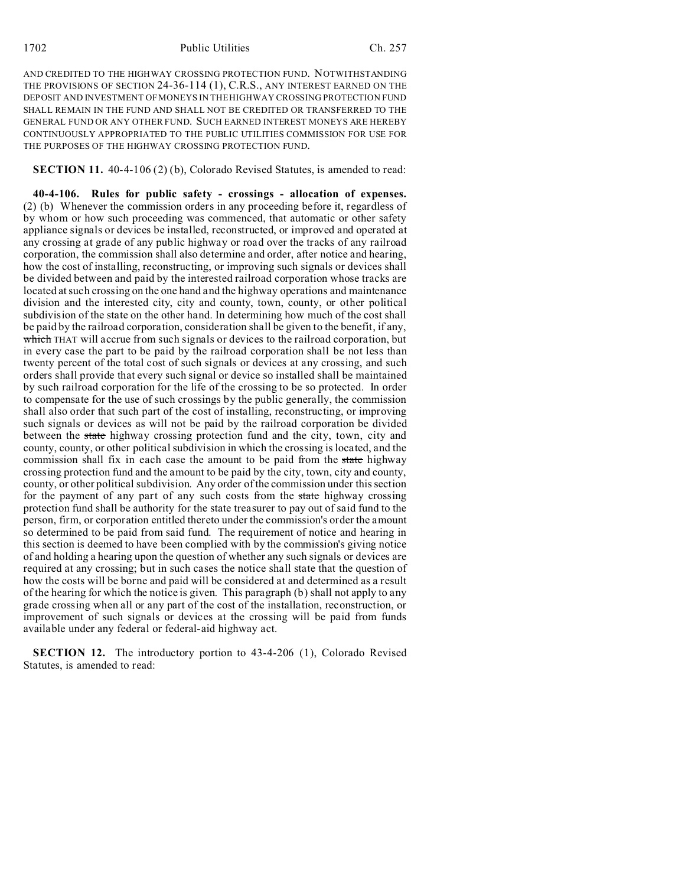AND CREDITED TO THE HIGHWAY CROSSING PROTECTION FUND. NOTWITHSTANDING THE PROVISIONS OF SECTION 24-36-114 (1), C.R.S., ANY INTEREST EARNED ON THE DEPOSIT AND INVESTMENT OF MONEYS IN THE HIGHWAY CROSSING PROTECTION FUND SHALL REMAIN IN THE FUND AND SHALL NOT BE CREDITED OR TRANSFERRED TO THE GENERAL FUND OR ANY OTHER FUND. SUCH EARNED INTEREST MONEYS ARE HEREBY CONTINUOUSLY APPROPRIATED TO THE PUBLIC UTILITIES COMMISSION FOR USE FOR THE PURPOSES OF THE HIGHWAY CROSSING PROTECTION FUND.

**SECTION 11.** 40-4-106 (2) (b), Colorado Revised Statutes, is amended to read:

**40-4-106. Rules for public safety - crossings - allocation of expenses.** (2) (b) Whenever the commission orders in any proceeding before it, regardless of by whom or how such proceeding was commenced, that automatic or other safety appliance signals or devices be installed, reconstructed, or improved and operated at any crossing at grade of any public highway or road over the tracks of any railroad corporation, the commission shall also determine and order, after notice and hearing, how the cost of installing, reconstructing, or improving such signals or devices shall be divided between and paid by the interested railroad corporation whose tracks are located at such crossing on the one hand and the highway operations and maintenance division and the interested city, city and county, town, county, or other political subdivision of the state on the other hand. In determining how much of the cost shall be paid by the railroad corporation, consideration shall be given to the benefit, if any, ~~which~~ THAT will accrue from such signals or devices to the railroad corporation, but in every case the part to be paid by the railroad corporation shall be not less than twenty percent of the total cost of such signals or devices at any crossing, and such orders shall provide that every such signal or device so installed shall be maintained by such railroad corporation for the life of the crossing to be so protected. In order to compensate for the use of such crossings by the public generally, the commission shall also order that such part of the cost of installing, reconstructing, or improving such signals or devices as will not be paid by the railroad corporation be divided between the ~~state~~ highway crossing protection fund and the city, town, city and county, county, or other political subdivision in which the crossing is located, and the commission shall fix in each case the amount to be paid from the ~~state~~ highway crossing protection fund and the amount to be paid by the city, town, city and county, county, or other political subdivision. Any order of the commission under this section for the payment of any part of any such costs from the ~~state~~ highway crossing protection fund shall be authority for the state treasurer to pay out of said fund to the person, firm, or corporation entitled thereto under the commission's order the amount so determined to be paid from said fund. The requirement of notice and hearing in this section is deemed to have been complied with by the commission's giving notice of and holding a hearing upon the question of whether any such signals or devices are required at any crossing; but in such cases the notice shall state that the question of how the costs will be borne and paid will be considered at and determined as a result of the hearing for which the notice is given. This paragraph (b) shall not apply to any grade crossing when all or any part of the cost of the installation, reconstruction, or improvement of such signals or devices at the crossing will be paid from funds available under any federal or federal-aid highway act.

**SECTION 12.** The introductory portion to 43-4-206 (1), Colorado Revised Statutes, is amended to read: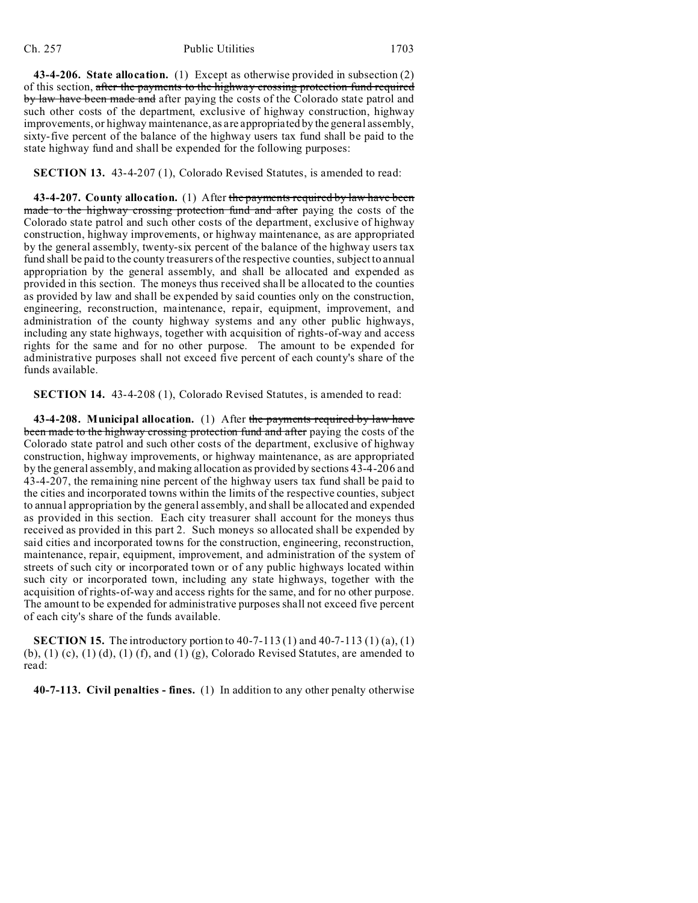**43-4-206. State allocation.** (1) Except as otherwise provided in subsection (2) of this section, ~~after the payments to the highway crossing protection fund required by law have been made and~~ after paying the costs of the Colorado state patrol and such other costs of the department, exclusive of highway construction, highway improvements, or highway maintenance, as are appropriated by the general assembly, sixty-five percent of the balance of the highway users tax fund shall be paid to the state highway fund and shall be expended for the following purposes:

**SECTION 13.** 43-4-207 (1), Colorado Revised Statutes, is amended to read:

**43-4-207. County allocation.** (1) After ~~the payments required by law have been made to the highway crossing protection fund and after~~ paying the costs of the Colorado state patrol and such other costs of the department, exclusive of highway construction, highway improvements, or highway maintenance, as are appropriated by the general assembly, twenty-six percent of the balance of the highway users tax fund shall be paid to the county treasurers of the respective counties, subject to annual appropriation by the general assembly, and shall be allocated and expended as provided in this section. The moneys thus received shall be allocated to the counties as provided by law and shall be expended by said counties only on the construction, engineering, reconstruction, maintenance, repair, equipment, improvement, and administration of the county highway systems and any other public highways, including any state highways, together with acquisition of rights-of-way and access rights for the same and for no other purpose. The amount to be expended for administrative purposes shall not exceed five percent of each county's share of the funds available.

**SECTION 14.** 43-4-208 (1), Colorado Revised Statutes, is amended to read:

**43-4-208. Municipal allocation.** (1) After ~~the payments required by law have been made to the highway crossing protection fund and after~~ paying the costs of the Colorado state patrol and such other costs of the department, exclusive of highway construction, highway improvements, or highway maintenance, as are appropriated by the general assembly, and making allocation as provided by sections 43-4-206 and 43-4-207, the remaining nine percent of the highway users tax fund shall be paid to the cities and incorporated towns within the limits of the respective counties, subject to annual appropriation by the general assembly, and shall be allocated and expended as provided in this section. Each city treasurer shall account for the moneys thus received as provided in this part 2. Such moneys so allocated shall be expended by said cities and incorporated towns for the construction, engineering, reconstruction, maintenance, repair, equipment, improvement, and administration of the system of streets of such city or incorporated town or of any public highways located within such city or incorporated town, including any state highways, together with the acquisition of rights-of-way and access rights for the same, and for no other purpose. The amount to be expended for administrative purposes shall not exceed five percent of each city's share of the funds available.

**SECTION 15.** The introductory portion to 40-7-113 (1) and 40-7-113 (1) (a), (1) (b), (1) (c), (1) (d), (1) (f), and (1) (g), Colorado Revised Statutes, are amended to read:

**40-7-113. Civil penalties - fines.** (1) In addition to any other penalty otherwise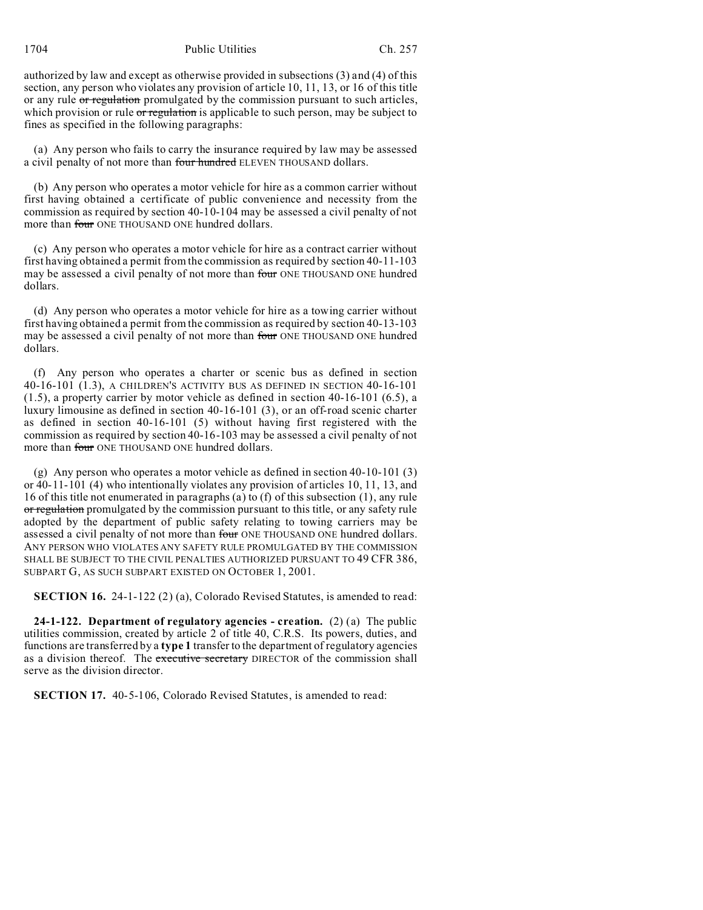authorized by law and except as otherwise provided in subsections (3) and (4) of this section, any person who violates any provision of article 10, 11, 13, or 16 of this title or any rule ~~or regulation~~ promulgated by the commission pursuant to such articles, which provision or rule ~~or regulation~~ is applicable to such person, may be subject to fines as specified in the following paragraphs:

(a) Any person who fails to carry the insurance required by law may be assessed a civil penalty of not more than ~~four hundred~~ ELEVEN THOUSAND dollars.

(b) Any person who operates a motor vehicle for hire as a common carrier without first having obtained a certificate of public convenience and necessity from the commission as required by section 40-10-104 may be assessed a civil penalty of not more than ~~four~~ ONE THOUSAND ONE hundred dollars.

(c) Any person who operates a motor vehicle for hire as a contract carrier without first having obtained a permit from the commission as required by section 40-11-103 may be assessed a civil penalty of not more than ~~four~~ ONE THOUSAND ONE hundred dollars.

(d) Any person who operates a motor vehicle for hire as a towing carrier without first having obtained a permit from the commission as required by section 40-13-103 may be assessed a civil penalty of not more than ~~four~~ ONE THOUSAND ONE hundred dollars.

(f) Any person who operates a charter or scenic bus as defined in section 40-16-101 (1.3), A CHILDREN'S ACTIVITY BUS AS DEFINED IN SECTION 40-16-101 (1.5), a property carrier by motor vehicle as defined in section 40-16-101 (6.5), a luxury limousine as defined in section 40-16-101 (3), or an off-road scenic charter as defined in section 40-16-101 (5) without having first registered with the commission as required by section 40-16-103 may be assessed a civil penalty of not more than ~~four~~ ONE THOUSAND ONE hundred dollars.

(g) Any person who operates a motor vehicle as defined in section 40-10-101 (3) or 40-11-101 (4) who intentionally violates any provision of articles 10, 11, 13, and 16 of this title not enumerated in paragraphs (a) to (f) of this subsection (1), any rule ~~or regulation~~ promulgated by the commission pursuant to this title, or any safety rule adopted by the department of public safety relating to towing carriers may be assessed a civil penalty of not more than ~~four~~ ONE THOUSAND ONE hundred dollars. ANY PERSON WHO VIOLATES ANY SAFETY RULE PROMULGATED BY THE COMMISSION SHALL BE SUBJECT TO THE CIVIL PENALTIES AUTHORIZED PURSUANT TO 49 CFR 386, SUBPART G, AS SUCH SUBPART EXISTED ON OCTOBER 1, 2001.

**SECTION 16.** 24-1-122 (2) (a), Colorado Revised Statutes, is amended to read:

**24-1-122. Department of regulatory agencies - creation.** (2) (a) The public utilities commission, created by article 2 of title 40, C.R.S. Its powers, duties, and functions are transferred by a **type 1** transfer to the department of regulatory agencies as a division thereof. The ~~executive secretary~~ DIRECTOR of the commission shall serve as the division director.

**SECTION 17.** 40-5-106, Colorado Revised Statutes, is amended to read: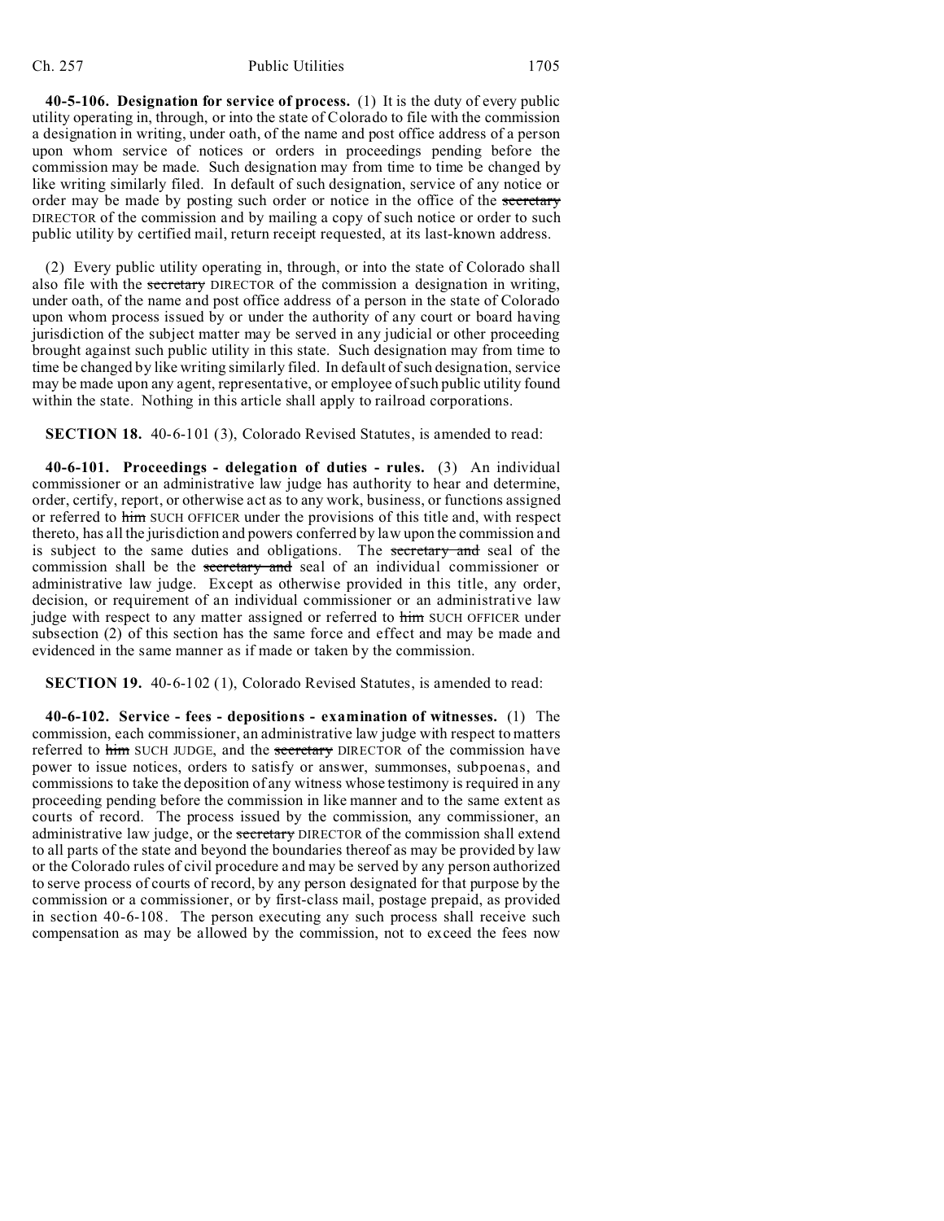**40-5-106. Designation for service of process.** (1) It is the duty of every public utility operating in, through, or into the state of Colorado to file with the commission a designation in writing, under oath, of the name and post office address of a person upon whom service of notices or orders in proceedings pending before the commission may be made. Such designation may from time to time be changed by like writing similarly filed. In default of such designation, service of any notice or order may be made by posting such order or notice in the office of the ~~secretary~~ DIRECTOR of the commission and by mailing a copy of such notice or order to such public utility by certified mail, return receipt requested, at its last-known address.

(2) Every public utility operating in, through, or into the state of Colorado shall also file with the ~~secretary~~ DIRECTOR of the commission a designation in writing, under oath, of the name and post office address of a person in the state of Colorado upon whom process issued by or under the authority of any court or board having jurisdiction of the subject matter may be served in any judicial or other proceeding brought against such public utility in this state. Such designation may from time to time be changed by like writing similarly filed. In default of such designation, service may be made upon any agent, representative, or employee of such public utility found within the state. Nothing in this article shall apply to railroad corporations.

**SECTION 18.** 40-6-101 (3), Colorado Revised Statutes, is amended to read:

**40-6-101. Proceedings - delegation of duties - rules.** (3) An individual commissioner or an administrative law judge has authority to hear and determine, order, certify, report, or otherwise act as to any work, business, or functions assigned or referred to ~~him~~ SUCH OFFICER under the provisions of this title and, with respect thereto, has all the jurisdiction and powers conferred by law upon the commission and is subject to the same duties and obligations. The ~~secretary and~~ seal of the commission shall be the ~~secretary and~~ seal of an individual commissioner or administrative law judge. Except as otherwise provided in this title, any order, decision, or requirement of an individual commissioner or an administrative law judge with respect to any matter assigned or referred to ~~him~~ SUCH OFFICER under subsection (2) of this section has the same force and effect and may be made and evidenced in the same manner as if made or taken by the commission.

**SECTION 19.** 40-6-102 (1), Colorado Revised Statutes, is amended to read:

**40-6-102. Service - fees - depositions - examination of witnesses.** (1) The commission, each commissioner, an administrative law judge with respect to matters referred to ~~him~~ SUCH JUDGE, and the ~~secretary~~ DIRECTOR of the commission have power to issue notices, orders to satisfy or answer, summonses, subpoenas, and commissions to take the deposition of any witness whose testimony is required in any proceeding pending before the commission in like manner and to the same extent as courts of record. The process issued by the commission, any commissioner, an administrative law judge, or the ~~secretary~~ DIRECTOR of the commission shall extend to all parts of the state and beyond the boundaries thereof as may be provided by law or the Colorado rules of civil procedure and may be served by any person authorized to serve process of courts of record, by any person designated for that purpose by the commission or a commissioner, or by first-class mail, postage prepaid, as provided in section 40-6-108. The person executing any such process shall receive such compensation as may be allowed by the commission, not to exceed the fees now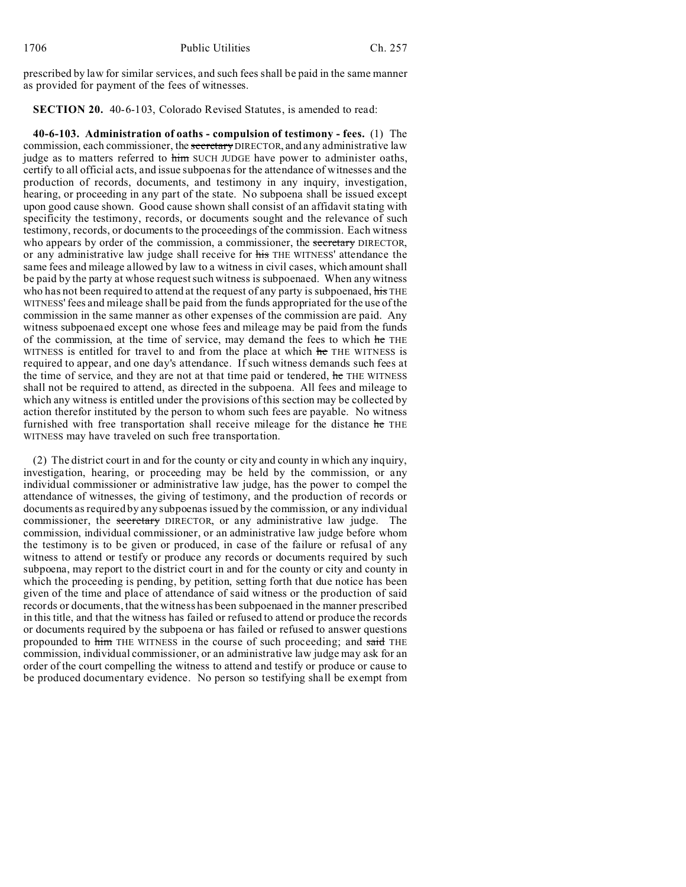prescribed by law for similar services, and such fees shall be paid in the same manner as provided for payment of the fees of witnesses.

**SECTION 20.** 40-6-103, Colorado Revised Statutes, is amended to read:

**40-6-103. Administration of oaths - compulsion of testimony - fees.** (1) The commission, each commissioner, the ~~secretary~~ DIRECTOR, and any administrative law judge as to matters referred to ~~him~~ SUCH JUDGE have power to administer oaths, certify to all official acts, and issue subpoenas for the attendance of witnesses and the production of records, documents, and testimony in any inquiry, investigation, hearing, or proceeding in any part of the state. No subpoena shall be issued except upon good cause shown. Good cause shown shall consist of an affidavit stating with specificity the testimony, records, or documents sought and the relevance of such testimony, records, or documents to the proceedings of the commission. Each witness who appears by order of the commission, a commissioner, the ~~secretary~~ DIRECTOR, or any administrative law judge shall receive for ~~his~~ THE WITNESS' attendance the same fees and mileage allowed by law to a witness in civil cases, which amount shall be paid by the party at whose request such witness is subpoenaed. When any witness who has not been required to attend at the request of any party is subpoenaed, ~~his~~ THE WITNESS' fees and mileage shall be paid from the funds appropriated for the use of the commission in the same manner as other expenses of the commission are paid. Any witness subpoenaed except one whose fees and mileage may be paid from the funds of the commission, at the time of service, may demand the fees to which ~~he~~ THE WITNESS is entitled for travel to and from the place at which ~~he~~ THE WITNESS is required to appear, and one day's attendance. If such witness demands such fees at the time of service, and they are not at that time paid or tendered, ~~he~~ THE WITNESS shall not be required to attend, as directed in the subpoena. All fees and mileage to which any witness is entitled under the provisions of this section may be collected by action therefor instituted by the person to whom such fees are payable. No witness furnished with free transportation shall receive mileage for the distance ~~he~~ THE WITNESS may have traveled on such free transportation.

(2) The district court in and for the county or city and county in which any inquiry, investigation, hearing, or proceeding may be held by the commission, or any individual commissioner or administrative law judge, has the power to compel the attendance of witnesses, the giving of testimony, and the production of records or documents as required by any subpoenas issued by the commission, or any individual commissioner, the ~~secretary~~ DIRECTOR, or any administrative law judge. The commission, individual commissioner, or an administrative law judge before whom the testimony is to be given or produced, in case of the failure or refusal of any witness to attend or testify or produce any records or documents required by such subpoena, may report to the district court in and for the county or city and county in which the proceeding is pending, by petition, setting forth that due notice has been given of the time and place of attendance of said witness or the production of said records or documents, that the witness has been subpoenaed in the manner prescribed in this title, and that the witness has failed or refused to attend or produce the records or documents required by the subpoena or has failed or refused to answer questions propounded to ~~him~~ THE WITNESS in the course of such proceeding; and ~~said~~ THE commission, individual commissioner, or an administrative law judge may ask for an order of the court compelling the witness to attend and testify or produce or cause to be produced documentary evidence. No person so testifying shall be exempt from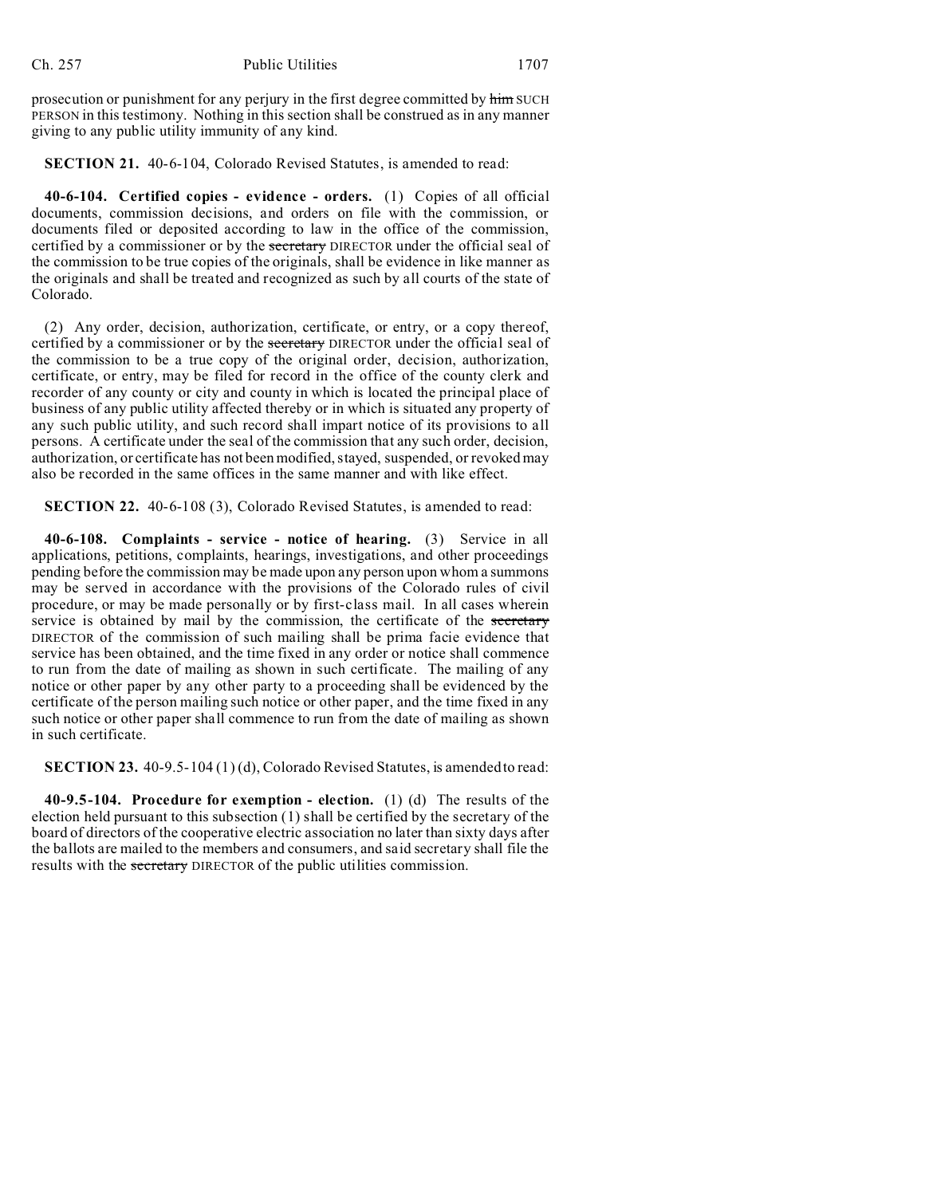prosecution or punishment for any perjury in the first degree committed by ~~him~~ SUCH PERSON in this testimony. Nothing in this section shall be construed as in any manner giving to any public utility immunity of any kind.

**SECTION 21.** 40-6-104, Colorado Revised Statutes, is amended to read:

**40-6-104. Certified copies - evidence - orders.** (1) Copies of all official documents, commission decisions, and orders on file with the commission, or documents filed or deposited according to law in the office of the commission, certified by a commissioner or by the ~~secretary~~ DIRECTOR under the official seal of the commission to be true copies of the originals, shall be evidence in like manner as the originals and shall be treated and recognized as such by all courts of the state of Colorado.

(2) Any order, decision, authorization, certificate, or entry, or a copy thereof, certified by a commissioner or by the ~~secretary~~ DIRECTOR under the official seal of the commission to be a true copy of the original order, decision, authorization, certificate, or entry, may be filed for record in the office of the county clerk and recorder of any county or city and county in which is located the principal place of business of any public utility affected thereby or in which is situated any property of any such public utility, and such record shall impart notice of its provisions to all persons. A certificate under the seal of the commission that any such order, decision, authorization, or certificate has not been modified, stayed, suspended, or revoked may also be recorded in the same offices in the same manner and with like effect.

**SECTION 22.** 40-6-108 (3), Colorado Revised Statutes, is amended to read:

**40-6-108. Complaints - service - notice of hearing.** (3) Service in all applications, petitions, complaints, hearings, investigations, and other proceedings pending before the commission may be made upon any person upon whom a summons may be served in accordance with the provisions of the Colorado rules of civil procedure, or may be made personally or by first-class mail. In all cases wherein service is obtained by mail by the commission, the certificate of the ~~secretary~~ DIRECTOR of the commission of such mailing shall be prima facie evidence that service has been obtained, and the time fixed in any order or notice shall commence to run from the date of mailing as shown in such certificate. The mailing of any notice or other paper by any other party to a proceeding shall be evidenced by the certificate of the person mailing such notice or other paper, and the time fixed in any such notice or other paper shall commence to run from the date of mailing as shown in such certificate.

**SECTION 23.** 40-9.5-104 (1) (d), Colorado Revised Statutes, is amended to read:

**40-9.5-104. Procedure for exemption - election.** (1) (d) The results of the election held pursuant to this subsection (1) shall be certified by the secretary of the board of directors of the cooperative electric association no later than sixty days after the ballots are mailed to the members and consumers, and said secretary shall file the results with the ~~secretary~~ DIRECTOR of the public utilities commission.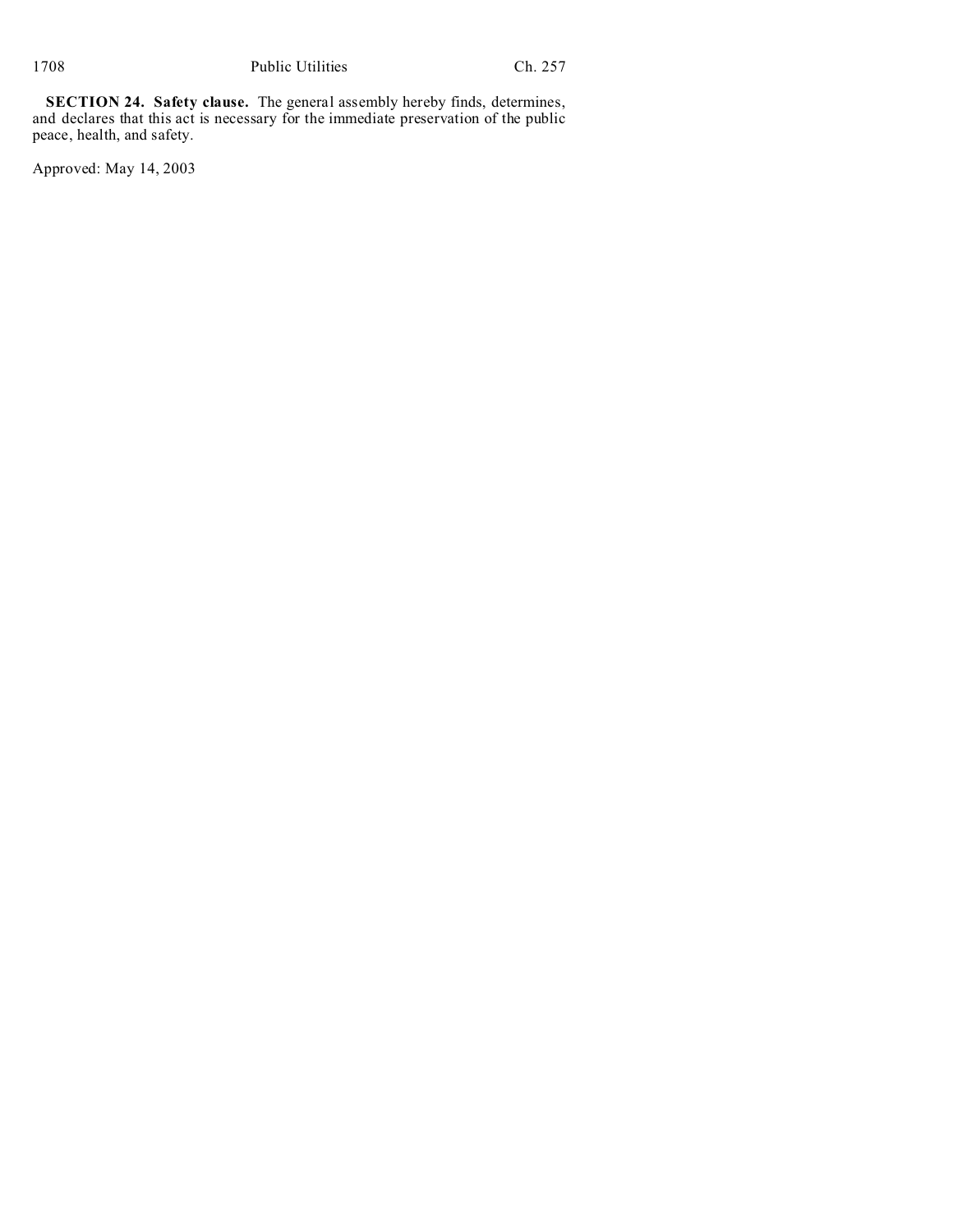**SECTION 24. Safety clause.** The general assembly hereby finds, determines, and declares that this act is necessary for the immediate preservation of the public peace, health, and safety.

Approved: May 14, 2003